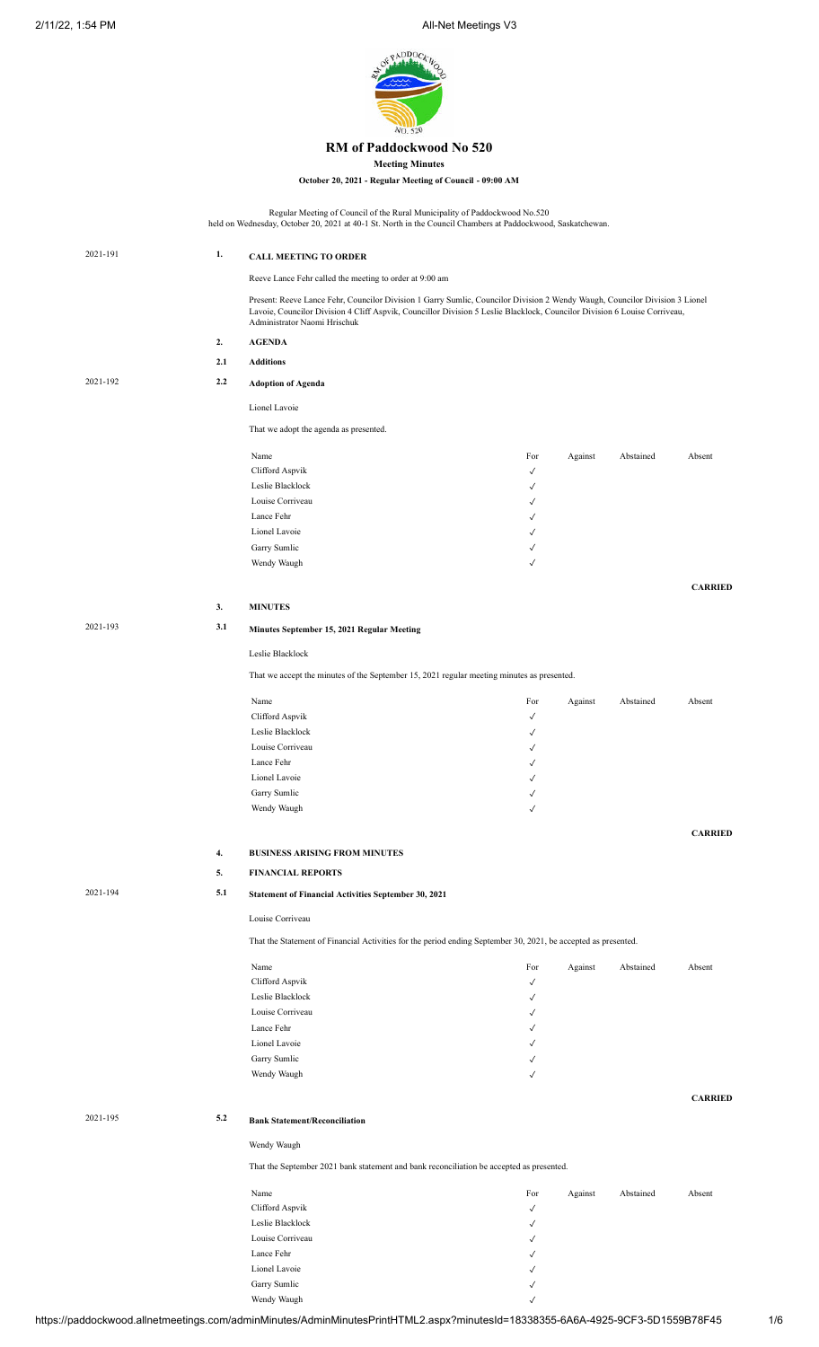# RM of Paddockwood No 520

**Meeting Minutes**

**October 20, 2021 - Regular Meeting of Council - 09:00 AM**

Regular Meeting of Council of the Rural Municipality of Paddockwood No.520 held on Wednesday, October 20, 2021 at 40-1 St. North in the Council Chambers at Paddockwood, Saskatchewan.

2021-191

## 1. CALL MEETING TO ORDER

Reeve Lance Fehr called the meeting to order at 9:00 am

Present: Reeve Lance Fehr, Councilor Division 1 Garry Sumlic, Councilor Division 2 Wendy Waugh, Councilor Division 3 Lionel Lavoie, Councilor Division 4 Cliff Aspvik, Councillor Division 5 Leslie Blacklock, Councilor Division 6 Louise Corriveau, Administrator Naomi Hrischuk

## 2. AGENDA

### 2.1 Additions

2021-192

### 2.2 Adoption of Agenda

Lionel Lavoie

That we adopt the agenda as presented.

| Name | For | Against | Abstained | Absent |
|---|---|---|---|---|
| Clifford Aspvik | ✓ | | | |
| Leslie Blacklock | ✓ | | | |
| Louise Corriveau | ✓ | | | |
| Lance Fehr | ✓ | | | |
| Lionel Lavoie | ✓ | | | |
| Garry Sumlic | ✓ | | | |
| Wendy Waugh | ✓ | | | |

**CARRIED**

## 3. MINUTES

2021-193

### 3.1 Minutes September 15, 2021 Regular Meeting

Leslie Blacklock

That we accept the minutes of the September 15, 2021 regular meeting minutes as presented.

| Name | For | Against | Abstained | Absent |
|---|---|---|---|---|
| Clifford Aspvik | ✓ | | | |
| Leslie Blacklock | ✓ | | | |
| Louise Corriveau | ✓ | | | |
| Lance Fehr | ✓ | | | |
| Lionel Lavoie | ✓ | | | |
| Garry Sumlic | ✓ | | | |
| Wendy Waugh | ✓ | | | |

**CARRIED**

## 4. BUSINESS ARISING FROM MINUTES

## 5. FINANCIAL REPORTS

2021-194

### 5.1 Statement of Financial Activities September 30, 2021

Louise Corriveau

That the Statement of Financial Activities for the period ending September 30, 2021, be accepted as presented.

| Name | For | Against | Abstained | Absent |
|---|---|---|---|---|
| Clifford Aspvik | ✓ | | | |
| Leslie Blacklock | ✓ | | | |
| Louise Corriveau | ✓ | | | |
| Lance Fehr | ✓ | | | |
| Lionel Lavoie | ✓ | | | |
| Garry Sumlic | ✓ | | | |
| Wendy Waugh | ✓ | | | |

**CARRIED**

2021-195

### 5.2 Bank Statement/Reconciliation

Wendy Waugh

That the September 2021 bank statement and bank reconciliation be accepted as presented.

| Name | For | Against | Abstained | Absent |
|---|---|---|---|---|
| Clifford Aspvik | ✓ | | | |
| Leslie Blacklock | ✓ | | | |
| Louise Corriveau | ✓ | | | |
| Lance Fehr | ✓ | | | |
| Lionel Lavoie | ✓ | | | |
| Garry Sumlic | ✓ | | | |
| Wendy Waugh | ✓ | | | |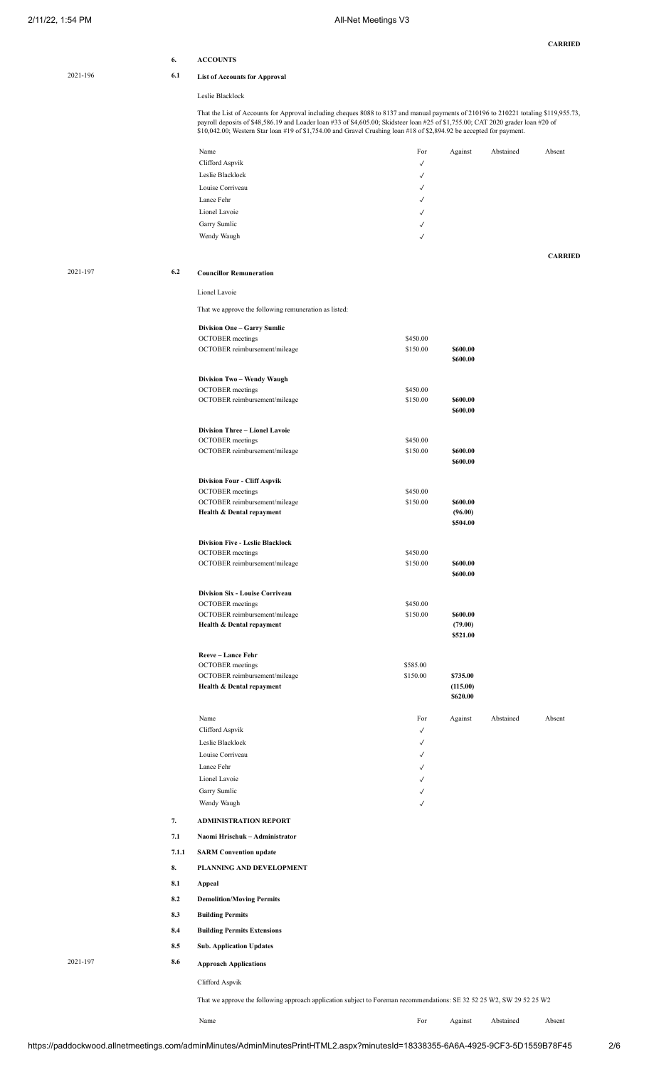**CARRIED**

## 6. ACCOUNTS

### 2021-196 6.1 List of Accounts for Approval

Leslie Blacklock

That the List of Accounts for Approval including cheques 8088 to 8137 and manual payments of 210196 to 210221 totaling $119,955.73, payroll deposits of $48,586.19 and Loader loan #33 of $4,605.00; Skidsteer loan #25 of $1,755.00; CAT 2020 grader loan #20 of $10,042.00; Western Star loan #19 of $1,754.00 and Gravel Crushing loan #18 of $2,894.92 be accepted for payment.

| Name | For | Against | Abstained | Absent |
|---|---|---|---|---|
| Clifford Aspvik | ✓ | | | |
| Leslie Blacklock | ✓ | | | |
| Louise Corriveau | ✓ | | | |
| Lance Fehr | ✓ | | | |
| Lionel Lavoie | ✓ | | | |
| Garry Sumlic | ✓ | | | |
| Wendy Waugh | ✓ | | | |

**CARRIED**

### 2021-197 6.2 Councillor Remuneration

Lionel Lavoie

That we approve the following remuneration as listed:

| | | |
|---|---|---|
| **Division One – Garry Sumlic** | | |
| OCTOBER meetings | $450.00 | |
| OCTOBER reimbursement/mileage | $150.00 | **$600.00** |
| | | **$600.00** |
| **Division Two – Wendy Waugh** | | |
| OCTOBER meetings | $450.00 | |
| OCTOBER reimbursement/mileage | $150.00 | **$600.00** |
| | | **$600.00** |
| **Division Three – Lionel Lavoie** | | |
| OCTOBER meetings | $450.00 | |
| OCTOBER reimbursement/mileage | $150.00 | **$600.00** |
| | | **$600.00** |
| **Division Four - Cliff Aspvik** | | |
| OCTOBER meetings | $450.00 | |
| OCTOBER reimbursement/mileage | $150.00 | **$600.00** |
| **Health & Dental repayment** | | **(96.00)** |
| | | **$504.00** |
| **Division Five - Leslie Blacklock** | | |
| OCTOBER meetings | $450.00 | |
| OCTOBER reimbursement/mileage | $150.00 | **$600.00** |
| | | **$600.00** |
| **Division Six - Louise Corriveau** | | |
| OCTOBER meetings | $450.00 | |
| OCTOBER reimbursement/mileage | $150.00 | **$600.00** |
| **Health & Dental repayment** | | **(79.00)** |
| | | **$521.00** |
| **Reeve – Lance Fehr** | | |
| OCTOBER meetings | $585.00 | |
| OCTOBER reimbursement/mileage | $150.00 | **$735.00** |
| **Health & Dental repayment** | | **(115.00)** |
| | | **$620.00** |

| Name | For | Against | Abstained | Absent |
|---|---|---|---|---|
| Clifford Aspvik | ✓ | | | |
| Leslie Blacklock | ✓ | | | |
| Louise Corriveau | ✓ | | | |
| Lance Fehr | ✓ | | | |
| Lionel Lavoie | ✓ | | | |
| Garry Sumlic | ✓ | | | |
| Wendy Waugh | ✓ | | | |

## 7. ADMINISTRATION REPORT

### 7.1 Naomi Hrischuk – Administrator

#### 7.1.1 SARM Convention update

## 8. PLANNING AND DEVELOPMENT

### 8.1 Appeal

### 8.2 Demolition/Moving Permits

### 8.3 Building Permits

### 8.4 Building Permits Extensions

### 8.5 Sub. Application Updates

### 2021-197 8.6 Approach Applications

Clifford Aspvik

That we approve the following approach application subject to Foreman recommendations: SE 32 52 25 W2, SW 29 52 25 W2

| Name | For | Against | Abstained | Absent |
|---|---|---|---|---|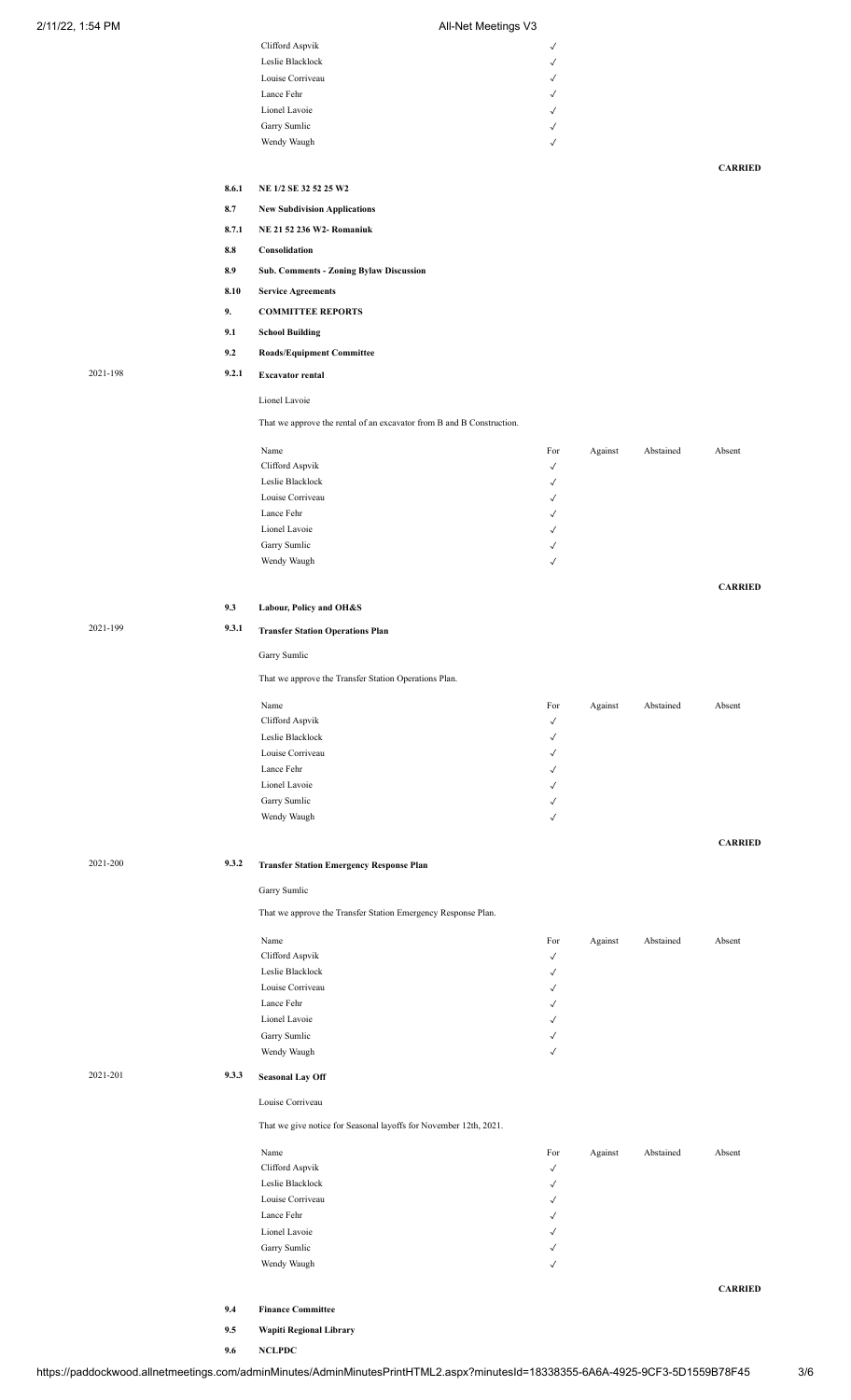| Name | For | Against | Abstained | Absent |
|---|---|---|---|---|
| Clifford Aspvik | ✓ | | | |
| Leslie Blacklock | ✓ | | | |
| Louise Corriveau | ✓ | | | |
| Lance Fehr | ✓ | | | |
| Lionel Lavoie | ✓ | | | |
| Garry Sumlic | ✓ | | | |
| Wendy Waugh | ✓ | | | |

**CARRIED**

**8.6.1 NE 1/2 SE 32 52 25 W2**

**8.7 New Subdivision Applications**

**8.7.1 NE 21 52 236 W2- Romaniuk**

**8.8 Consolidation**

**8.9 Sub. Comments - Zoning Bylaw Discussion**

**8.10 Service Agreements**

**9. COMMITTEE REPORTS**

**9.1 School Building**

**9.2 Roads/Equipment Committee**

2021-198 **9.2.1 Excavator rental**

Lionel Lavoie

That we approve the rental of an excavator from B and B Construction.

| Name | For | Against | Abstained | Absent |
|---|---|---|---|---|
| Clifford Aspvik | ✓ | | | |
| Leslie Blacklock | ✓ | | | |
| Louise Corriveau | ✓ | | | |
| Lance Fehr | ✓ | | | |
| Lionel Lavoie | ✓ | | | |
| Garry Sumlic | ✓ | | | |
| Wendy Waugh | ✓ | | | |

**CARRIED**

**9.3 Labour, Policy and OH&S**

2021-199 **9.3.1 Transfer Station Operations Plan**

Garry Sumlic

That we approve the Transfer Station Operations Plan.

| Name | For | Against | Abstained | Absent |
|---|---|---|---|---|
| Clifford Aspvik | ✓ | | | |
| Leslie Blacklock | ✓ | | | |
| Louise Corriveau | ✓ | | | |
| Lance Fehr | ✓ | | | |
| Lionel Lavoie | ✓ | | | |
| Garry Sumlic | ✓ | | | |
| Wendy Waugh | ✓ | | | |

**CARRIED**

2021-200 **9.3.2 Transfer Station Emergency Response Plan**

Garry Sumlic

That we approve the Transfer Station Emergency Response Plan.

| Name | For | Against | Abstained | Absent |
|---|---|---|---|---|
| Clifford Aspvik | ✓ | | | |
| Leslie Blacklock | ✓ | | | |
| Louise Corriveau | ✓ | | | |
| Lance Fehr | ✓ | | | |
| Lionel Lavoie | ✓ | | | |
| Garry Sumlic | ✓ | | | |
| Wendy Waugh | ✓ | | | |

2021-201 **9.3.3 Seasonal Lay Off**

Louise Corriveau

That we give notice for Seasonal layoffs for November 12th, 2021.

| Name | For | Against | Abstained | Absent |
|---|---|---|---|---|
| Clifford Aspvik | ✓ | | | |
| Leslie Blacklock | ✓ | | | |
| Louise Corriveau | ✓ | | | |
| Lance Fehr | ✓ | | | |
| Lionel Lavoie | ✓ | | | |
| Garry Sumlic | ✓ | | | |
| Wendy Waugh | ✓ | | | |

**CARRIED**

**9.4 Finance Committee**

**9.5 Wapiti Regional Library**

**9.6 NCLPDC**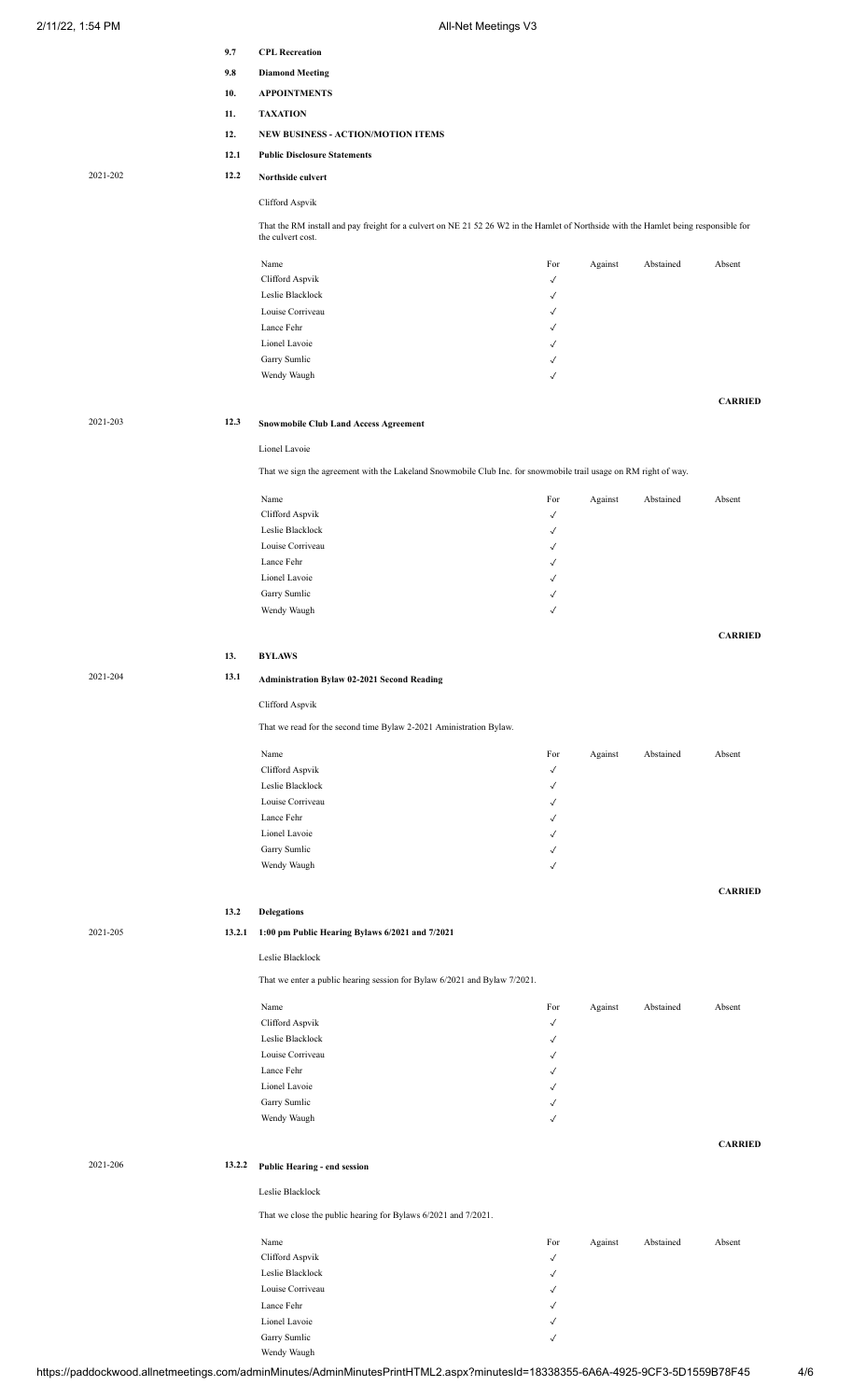9.7 **CPL Recreation**

9.8 **Diamond Meeting**

10. **APPOINTMENTS**

11. **TAXATION**

12. **NEW BUSINESS - ACTION/MOTION ITEMS**

12.1 **Public Disclosure Statements**

2021-202 12.2 **Northside culvert**

Clifford Aspvik

That the RM install and pay freight for a culvert on NE 21 52 26 W2 in the Hamlet of Northside with the Hamlet being responsible for the culvert cost.

| Name | For | Against | Abstained | Absent |
|---|---|---|---|---|
| Clifford Aspvik | ✓ | | | |
| Leslie Blacklock | ✓ | | | |
| Louise Corriveau | ✓ | | | |
| Lance Fehr | ✓ | | | |
| Lionel Lavoie | ✓ | | | |
| Garry Sumlic | ✓ | | | |
| Wendy Waugh | ✓ | | | |

**CARRIED**

2021-203 12.3 **Snowmobile Club Land Access Agreement**

Lionel Lavoie

That we sign the agreement with the Lakeland Snowmobile Club Inc. for snowmobile trail usage on RM right of way.

| Name | For | Against | Abstained | Absent |
|---|---|---|---|---|
| Clifford Aspvik | ✓ | | | |
| Leslie Blacklock | ✓ | | | |
| Louise Corriveau | ✓ | | | |
| Lance Fehr | ✓ | | | |
| Lionel Lavoie | ✓ | | | |
| Garry Sumlic | ✓ | | | |
| Wendy Waugh | ✓ | | | |

**CARRIED**

13. **BYLAWS**

2021-204 13.1 **Administration Bylaw 02-2021 Second Reading**

Clifford Aspvik

That we read for the second time Bylaw 2-2021 Aministration Bylaw.

| Name | For | Against | Abstained | Absent |
|---|---|---|---|---|
| Clifford Aspvik | ✓ | | | |
| Leslie Blacklock | ✓ | | | |
| Louise Corriveau | ✓ | | | |
| Lance Fehr | ✓ | | | |
| Lionel Lavoie | ✓ | | | |
| Garry Sumlic | ✓ | | | |
| Wendy Waugh | ✓ | | | |

**CARRIED**

13.2 **Delegations**

2021-205 13.2.1 **1:00 pm Public Hearing Bylaws 6/2021 and 7/2021**

Leslie Blacklock

That we enter a public hearing session for Bylaw 6/2021 and Bylaw 7/2021.

| Name | For | Against | Abstained | Absent |
|---|---|---|---|---|
| Clifford Aspvik | ✓ | | | |
| Leslie Blacklock | ✓ | | | |
| Louise Corriveau | ✓ | | | |
| Lance Fehr | ✓ | | | |
| Lionel Lavoie | ✓ | | | |
| Garry Sumlic | ✓ | | | |
| Wendy Waugh | ✓ | | | |

**CARRIED**

2021-206 13.2.2 **Public Hearing - end session**

Leslie Blacklock

That we close the public hearing for Bylaws 6/2021 and 7/2021.

| Name | For | Against | Abstained | Absent |
|---|---|---|---|---|
| Clifford Aspvik | ✓ | | | |
| Leslie Blacklock | ✓ | | | |
| Louise Corriveau | ✓ | | | |
| Lance Fehr | ✓ | | | |
| Lionel Lavoie | ✓ | | | |
| Garry Sumlic | ✓ | | | |
| Wendy Waugh | | | | |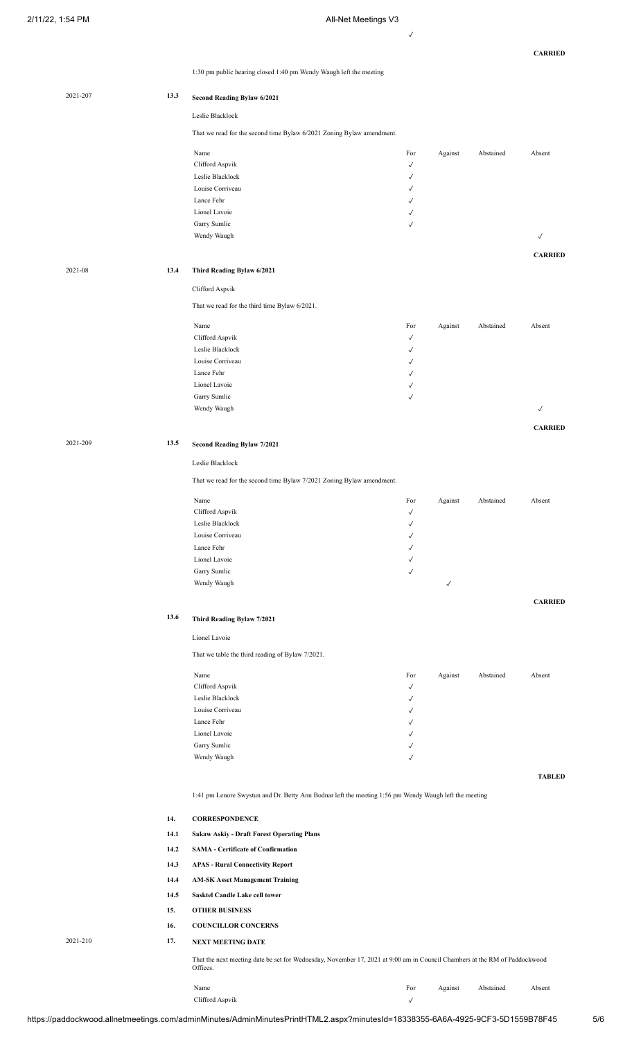| | | | |
|---|---|---|---|
| ✓ | | | |

**CARRIED**

1:30 pm public hearing closed 1:40 pm Wendy Waugh left the meeting

2021-207 **13.3 Second Reading Bylaw 6/2021**

Leslie Blacklock

That we read for the second time Bylaw 6/2021 Zoning Bylaw amendment.

| Name | For | Against | Abstained | Absent |
|---|---|---|---|---|
| Clifford Aspvik | ✓ | | | |
| Leslie Blacklock | ✓ | | | |
| Louise Corriveau | ✓ | | | |
| Lance Fehr | ✓ | | | |
| Lionel Lavoie | ✓ | | | |
| Garry Sumlic | ✓ | | | |
| Wendy Waugh | | | | ✓ |

**CARRIED**

2021-08 **13.4 Third Reading Bylaw 6/2021**

Clifford Aspvik

That we read for the third time Bylaw 6/2021.

| Name | For | Against | Abstained | Absent |
|---|---|---|---|---|
| Clifford Aspvik | ✓ | | | |
| Leslie Blacklock | ✓ | | | |
| Louise Corriveau | ✓ | | | |
| Lance Fehr | ✓ | | | |
| Lionel Lavoie | ✓ | | | |
| Garry Sumlic | ✓ | | | |
| Wendy Waugh | | | | ✓ |

**CARRIED**

2021-209 **13.5 Second Reading Bylaw 7/2021**

Leslie Blacklock

That we read for the second time Bylaw 7/2021 Zoning Bylaw amendment.

| Name | For | Against | Abstained | Absent |
|---|---|---|---|---|
| Clifford Aspvik | ✓ | | | |
| Leslie Blacklock | ✓ | | | |
| Louise Corriveau | ✓ | | | |
| Lance Fehr | ✓ | | | |
| Lionel Lavoie | ✓ | | | |
| Garry Sumlic | ✓ | | | |
| Wendy Waugh | | ✓ | | |

**CARRIED**

**13.6 Third Reading Bylaw 7/2021**

Lionel Lavoie

That we table the third reading of Bylaw 7/2021.

| Name | For | Against | Abstained | Absent |
|---|---|---|---|---|
| Clifford Aspvik | ✓ | | | |
| Leslie Blacklock | ✓ | | | |
| Louise Corriveau | ✓ | | | |
| Lance Fehr | ✓ | | | |
| Lionel Lavoie | ✓ | | | |
| Garry Sumlic | ✓ | | | |
| Wendy Waugh | ✓ | | | |

**TABLED**

1:41 pm Lenore Swystun and Dr. Betty Ann Bodnar left the meeting 1:56 pm Wendy Waugh left the meeting

**14. CORRESPONDENCE**

**14.1 Sakaw Askiy - Draft Forest Operating Plans**

**14.2 SAMA - Certificate of Confirmation**

**14.3 APAS - Rural Connectivity Report**

**14.4 AM-SK Asset Management Training**

**14.5 Sasktel Candle Lake cell tower**

**15. OTHER BUSINESS**

**16. COUNCILLOR CONCERNS**

2021-210 **17. NEXT MEETING DATE**

That the next meeting date be set for Wednesday, November 17, 2021 at 9:00 am in Council Chambers at the RM of Paddockwood Offices.

| Name | For | Against | Abstained | Absent |
|---|---|---|---|---|
| Clifford Aspvik | ✓ | | | |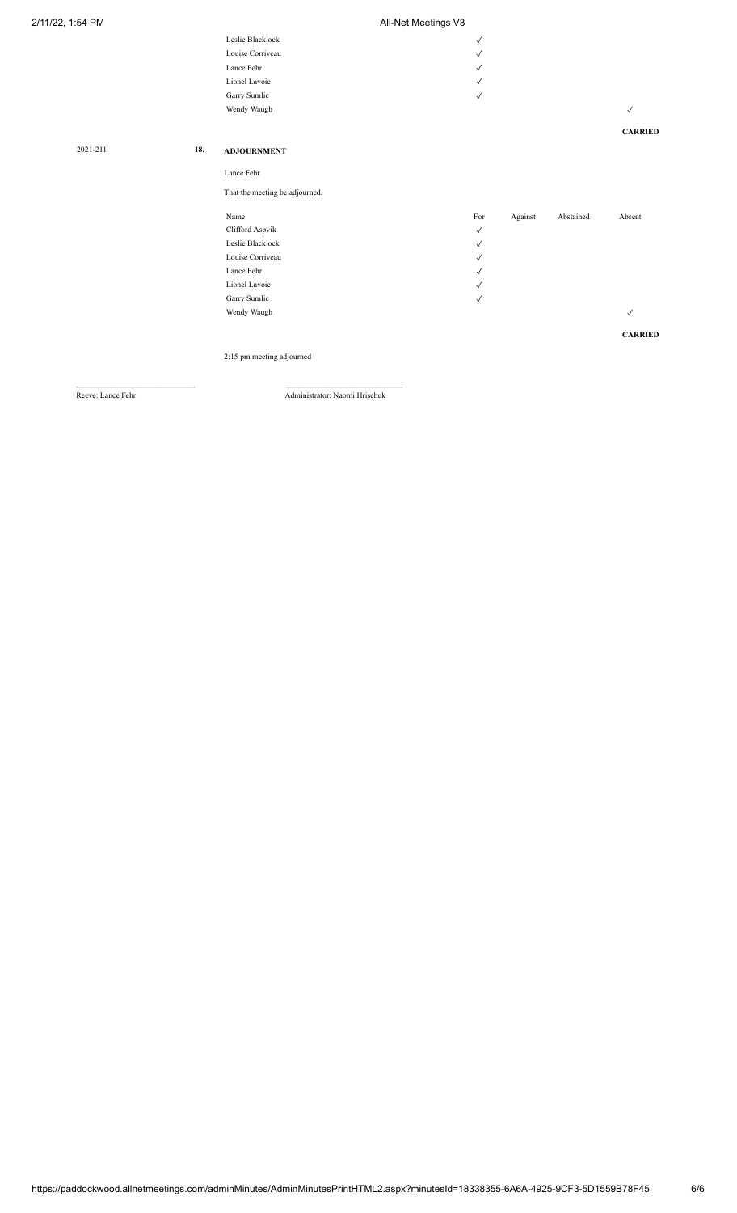| Name | For | Against | Abstained | Absent |
| --- | --- | --- | --- | --- |
| Leslie Blacklock | ✓ | | | |
| Louise Corriveau | ✓ | | | |
| Lance Fehr | ✓ | | | |
| Lionel Lavoie | ✓ | | | |
| Garry Sumlic | ✓ | | | |
| Wendy Waugh | | | | ✓ |

**CARRIED**

2021-211 **18. ADJOURNMENT**

Lance Fehr

That the meeting be adjourned.

| Name | For | Against | Abstained | Absent |
| --- | --- | --- | --- | --- |
| Clifford Aspvik | ✓ | | | |
| Leslie Blacklock | ✓ | | | |
| Louise Corriveau | ✓ | | | |
| Lance Fehr | ✓ | | | |
| Lionel Lavoie | ✓ | | | |
| Garry Sumlic | ✓ | | | |
| Wendy Waugh | | | | ✓ |

**CARRIED**

2:15 pm meeting adjourned

Reeve: Lance Fehr

Administrator: Naomi Hrischuk